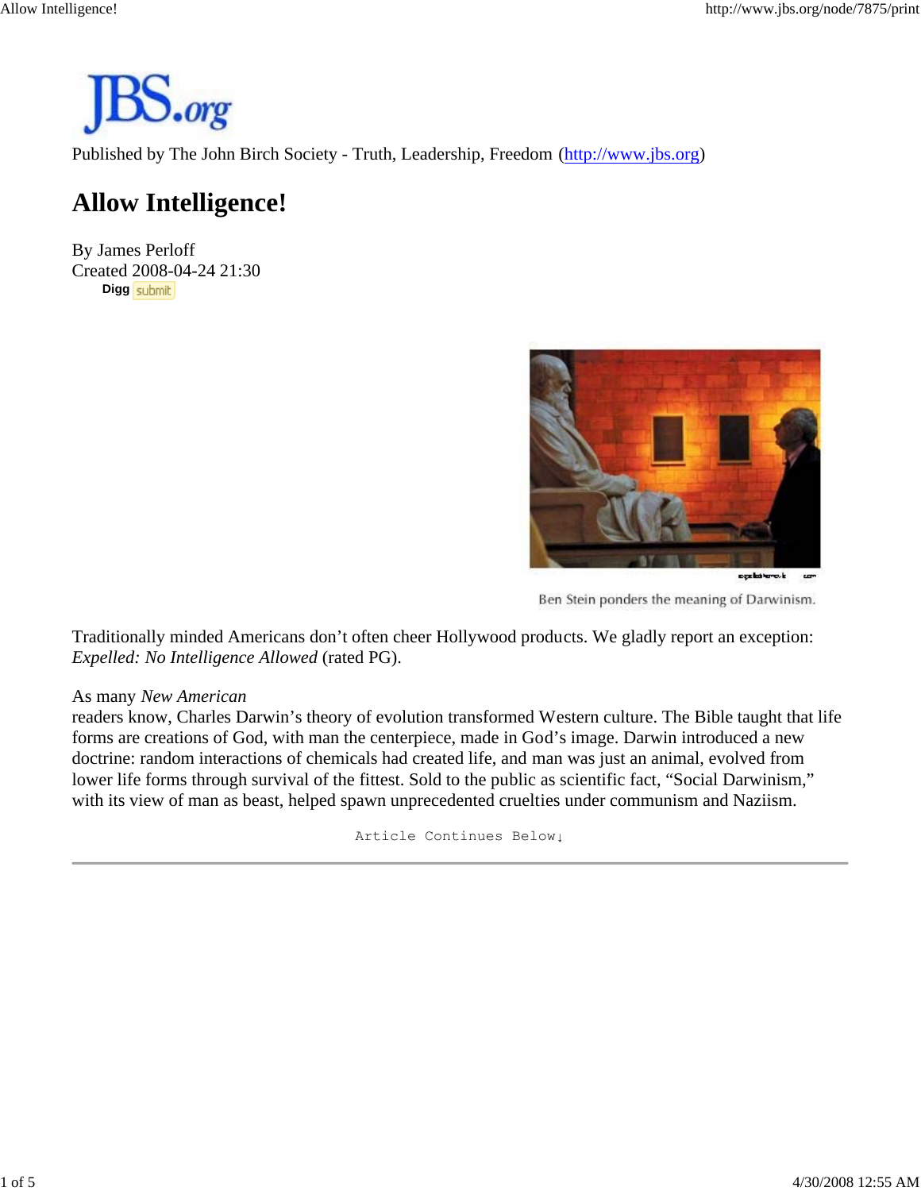Published by The John Birch Society - Truth, Leadership, Freedom (http://www.jbs.org)

# Allow Intelligence!

By James Perloff
Created 2008-04-24 21:30

Ben Stein ponders the meaning of Darwinism.

Traditionally minded Americans don't often cheer Hollywood products. We gladly report an exception: *Expelled: No Intelligence Allowed* (rated PG).

As many *New American* readers know, Charles Darwin's theory of evolution transformed Western culture. The Bible taught that life forms are creations of God, with man the centerpiece, made in God's image. Darwin introduced a new doctrine: random interactions of chemicals had created life, and man was just an animal, evolved from lower life forms through survival of the fittest. Sold to the public as scientific fact, "Social Darwinism," with its view of man as beast, helped spawn unprecedented cruelties under communism and Naziism.

Article Continues Below↓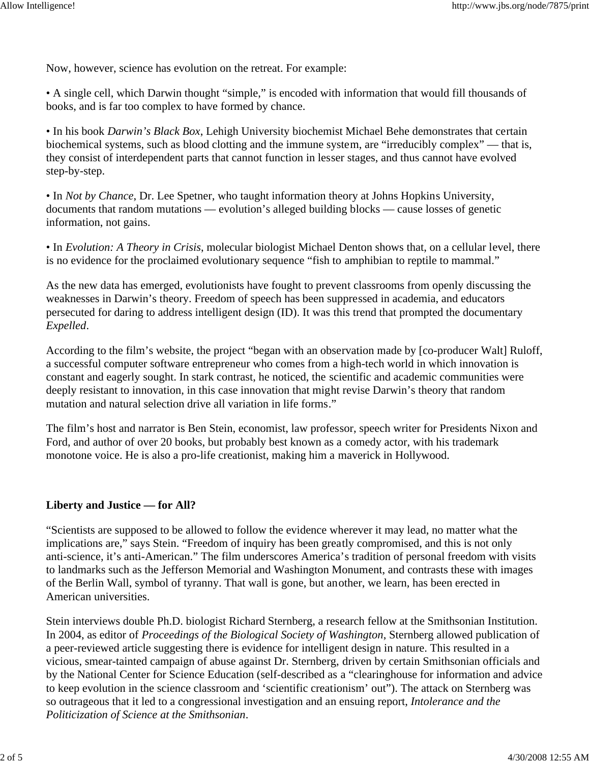Now, however, science has evolution on the retreat. For example:

• A single cell, which Darwin thought "simple," is encoded with information that would fill thousands of books, and is far too complex to have formed by chance.

• In his book *Darwin's Black Box*, Lehigh University biochemist Michael Behe demonstrates that certain biochemical systems, such as blood clotting and the immune system, are "irreducibly complex" — that is, they consist of interdependent parts that cannot function in lesser stages, and thus cannot have evolved step-by-step.

• In *Not by Chance*, Dr. Lee Spetner, who taught information theory at Johns Hopkins University, documents that random mutations — evolution's alleged building blocks — cause losses of genetic information, not gains.

• In *Evolution: A Theory in Crisis*, molecular biologist Michael Denton shows that, on a cellular level, there is no evidence for the proclaimed evolutionary sequence "fish to amphibian to reptile to mammal."

As the new data has emerged, evolutionists have fought to prevent classrooms from openly discussing the weaknesses in Darwin's theory. Freedom of speech has been suppressed in academia, and educators persecuted for daring to address intelligent design (ID). It was this trend that prompted the documentary *Expelled*.

According to the film's website, the project "began with an observation made by [co-producer Walt] Ruloff, a successful computer software entrepreneur who comes from a high-tech world in which innovation is constant and eagerly sought. In stark contrast, he noticed, the scientific and academic communities were deeply resistant to innovation, in this case innovation that might revise Darwin's theory that random mutation and natural selection drive all variation in life forms."

The film's host and narrator is Ben Stein, economist, law professor, speech writer for Presidents Nixon and Ford, and author of over 20 books, but probably best known as a comedy actor, with his trademark monotone voice. He is also a pro-life creationist, making him a maverick in Hollywood.

**Liberty and Justice — for All?**

"Scientists are supposed to be allowed to follow the evidence wherever it may lead, no matter what the implications are," says Stein. "Freedom of inquiry has been greatly compromised, and this is not only anti-science, it's anti-American." The film underscores America's tradition of personal freedom with visits to landmarks such as the Jefferson Memorial and Washington Monument, and contrasts these with images of the Berlin Wall, symbol of tyranny. That wall is gone, but another, we learn, has been erected in American universities.

Stein interviews double Ph.D. biologist Richard Sternberg, a research fellow at the Smithsonian Institution. In 2004, as editor of *Proceedings of the Biological Society of Washington*, Sternberg allowed publication of a peer-reviewed article suggesting there is evidence for intelligent design in nature. This resulted in a vicious, smear-tainted campaign of abuse against Dr. Sternberg, driven by certain Smithsonian officials and by the National Center for Science Education (self-described as a "clearinghouse for information and advice to keep evolution in the science classroom and 'scientific creationism' out"). The attack on Sternberg was so outrageous that it led to a congressional investigation and an ensuing report, *Intolerance and the Politicization of Science at the Smithsonian*.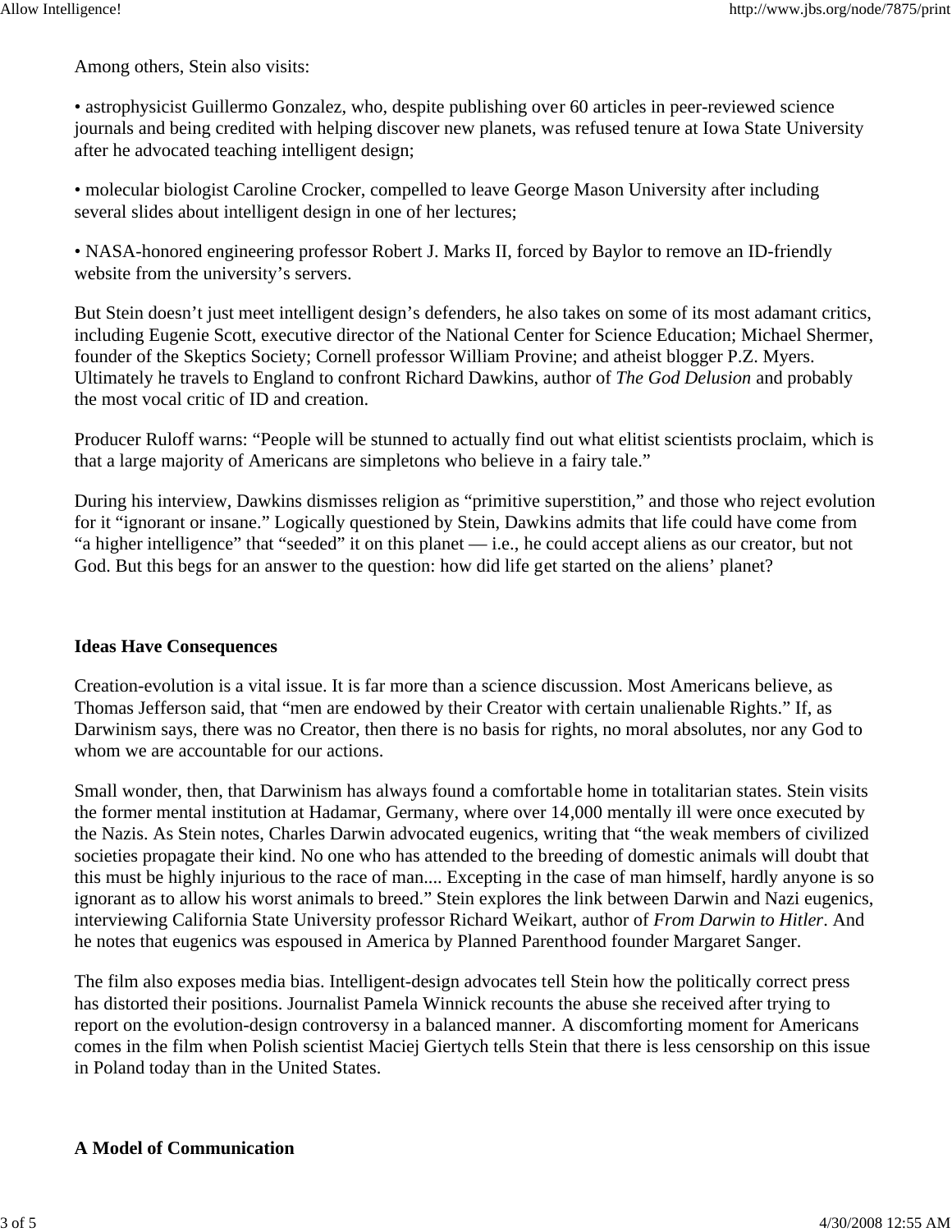Among others, Stein also visits:

- astrophysicist Guillermo Gonzalez, who, despite publishing over 60 articles in peer-reviewed science journals and being credited with helping discover new planets, was refused tenure at Iowa State University after he advocated teaching intelligent design;
- molecular biologist Caroline Crocker, compelled to leave George Mason University after including several slides about intelligent design in one of her lectures;
- NASA-honored engineering professor Robert J. Marks II, forced by Baylor to remove an ID-friendly website from the university's servers.

But Stein doesn't just meet intelligent design's defenders, he also takes on some of its most adamant critics, including Eugenie Scott, executive director of the National Center for Science Education; Michael Shermer, founder of the Skeptics Society; Cornell professor William Provine; and atheist blogger P.Z. Myers. Ultimately he travels to England to confront Richard Dawkins, author of *The God Delusion* and probably the most vocal critic of ID and creation.

Producer Ruloff warns: "People will be stunned to actually find out what elitist scientists proclaim, which is that a large majority of Americans are simpletons who believe in a fairy tale."

During his interview, Dawkins dismisses religion as "primitive superstition," and those who reject evolution for it "ignorant or insane." Logically questioned by Stein, Dawkins admits that life could have come from "a higher intelligence" that "seeded" it on this planet — i.e., he could accept aliens as our creator, but not God. But this begs for an answer to the question: how did life get started on the aliens' planet?

**Ideas Have Consequences**

Creation-evolution is a vital issue. It is far more than a science discussion. Most Americans believe, as Thomas Jefferson said, that "men are endowed by their Creator with certain unalienable Rights." If, as Darwinism says, there was no Creator, then there is no basis for rights, no moral absolutes, nor any God to whom we are accountable for our actions.

Small wonder, then, that Darwinism has always found a comfortable home in totalitarian states. Stein visits the former mental institution at Hadamar, Germany, where over 14,000 mentally ill were once executed by the Nazis. As Stein notes, Charles Darwin advocated eugenics, writing that "the weak members of civilized societies propagate their kind. No one who has attended to the breeding of domestic animals will doubt that this must be highly injurious to the race of man.... Excepting in the case of man himself, hardly anyone is so ignorant as to allow his worst animals to breed." Stein explores the link between Darwin and Nazi eugenics, interviewing California State University professor Richard Weikart, author of *From Darwin to Hitler*. And he notes that eugenics was espoused in America by Planned Parenthood founder Margaret Sanger.

The film also exposes media bias. Intelligent-design advocates tell Stein how the politically correct press has distorted their positions. Journalist Pamela Winnick recounts the abuse she received after trying to report on the evolution-design controversy in a balanced manner. A discomforting moment for Americans comes in the film when Polish scientist Maciej Giertych tells Stein that there is less censorship on this issue in Poland today than in the United States.

**A Model of Communication**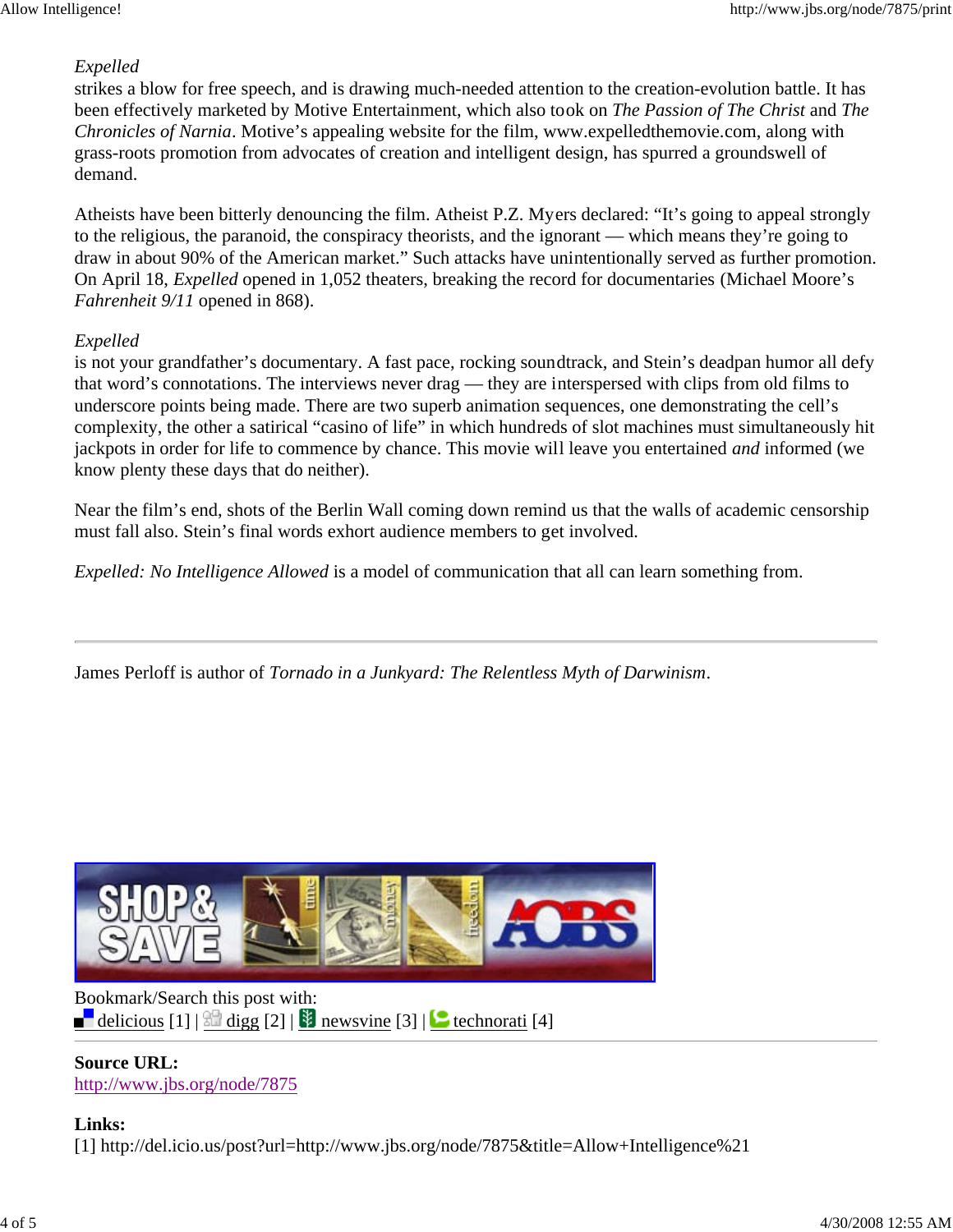*Expelled* strikes a blow for free speech, and is drawing much-needed attention to the creation-evolution battle. It has been effectively marketed by Motive Entertainment, which also took on *The Passion of The Christ* and *The Chronicles of Narnia*. Motive's appealing website for the film, www.expelledthemovie.com, along with grass-roots promotion from advocates of creation and intelligent design, has spurred a groundswell of demand.

Atheists have been bitterly denouncing the film. Atheist P.Z. Myers declared: "It's going to appeal strongly to the religious, the paranoid, the conspiracy theorists, and the ignorant — which means they're going to draw in about 90% of the American market." Such attacks have unintentionally served as further promotion. On April 18, *Expelled* opened in 1,052 theaters, breaking the record for documentaries (Michael Moore's *Fahrenheit 9/11* opened in 868).

*Expelled* is not your grandfather's documentary. A fast pace, rocking soundtrack, and Stein's deadpan humor all defy that word's connotations. The interviews never drag — they are interspersed with clips from old films to underscore points being made. There are two superb animation sequences, one demonstrating the cell's complexity, the other a satirical "casino of life" in which hundreds of slot machines must simultaneously hit jackpots in order for life to commence by chance. This movie will leave you entertained *and* informed (we know plenty these days that do neither).

Near the film's end, shots of the Berlin Wall coming down remind us that the walls of academic censorship must fall also. Stein's final words exhort audience members to get involved.

*Expelled: No Intelligence Allowed* is a model of communication that all can learn something from.

---

James Perloff is author of *Tornado in a Junkyard: The Relentless Myth of Darwinism*.

Bookmark/Search this post with:
delicious [1] | digg [2] | newsvine [3] | technorati [4]

---

**Source URL:**
http://www.jbs.org/node/7875

**Links:**
[1] http://del.icio.us/post?url=http://www.jbs.org/node/7875&title=Allow+Intelligence%21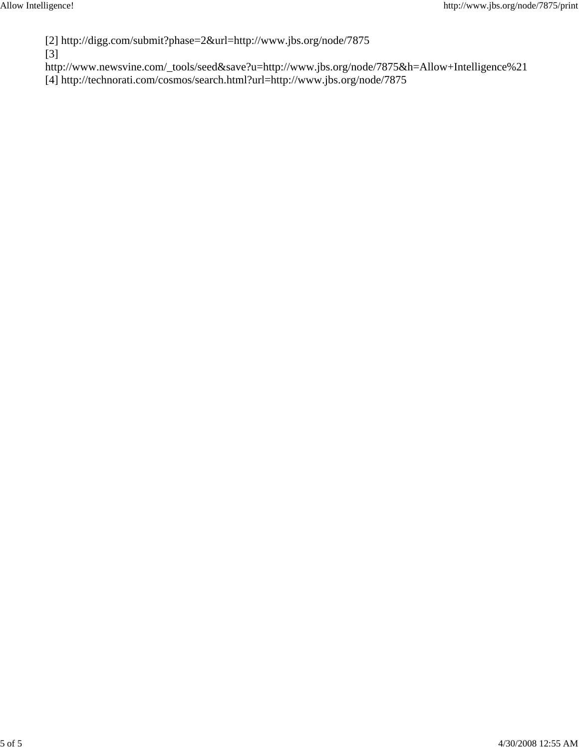[2] http://digg.com/submit?phase=2&url=http://www.jbs.org/node/7875

[3] http://www.newsvine.com/_tools/seed&save?u=http://www.jbs.org/node/7875&h=Allow+Intelligence%21

[4] http://technorati.com/cosmos/search.html?url=http://www.jbs.org/node/7875